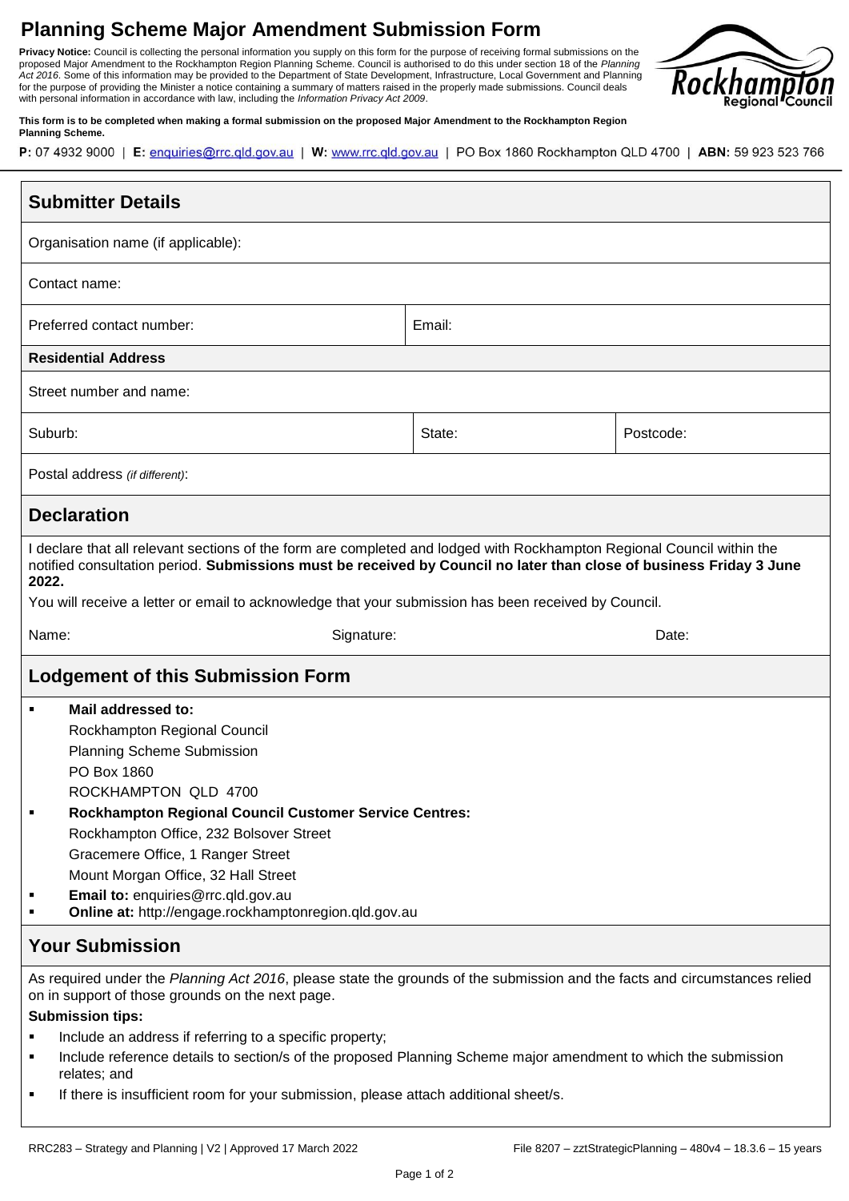# Planning Scheme Major Amendment Submission Form

**Privacy Notice:** Council is collecting the personal information you supply on this form for the purpose of receiving formal submissions on the proposed Major Amendment to the Rockhampton Region Planning Scheme. Council is authorised to do this under section 18 of the *Planning Act 2016*. Some of this information may be provided to the Department of State Development, Infrastructure, Local Government and Planning for the purpose of providing the Minister a notice containing a summary of matters raised in the properly made submissions. Council deals with personal information in accordance with law, including the *Information Privacy Act 2009*.

**This form is to be completed when making a formal submission on the proposed Major Amendment to the Rockhampton Region Planning Scheme.**

**P:** 07 4932 9000 | **E:** enquiries@rrc.qld.gov.au | **W:** www.rrc.qld.gov.au | PO Box 1860 Rockhampton QLD 4700 | **ABN:** 59 923 523 766

## Submitter Details

| | | |
|---|---|---|
| Organisation name (if applicable): | | |
| Contact name: | | |
| Preferred contact number: | Email: | |
| **Residential Address** | | |
| Street number and name: | | |
| Suburb: | State: | Postcode: |
| Postal address *(if different)*: | | |

## Declaration

I declare that all relevant sections of the form are completed and lodged with Rockhampton Regional Council within the notified consultation period. **Submissions must be received by Council no later than close of business Friday 3 June 2022.**

You will receive a letter or email to acknowledge that your submission has been received by Council.

| Name: | Signature: | Date: |
|---|---|---|

## Lodgement of this Submission Form

- **Mail addressed to:**
  Rockhampton Regional Council
  Planning Scheme Submission
  PO Box 1860
  ROCKHAMPTON QLD 4700
- **Rockhampton Regional Council Customer Service Centres:**
  Rockhampton Office, 232 Bolsover Street
  Gracemere Office, 1 Ranger Street
  Mount Morgan Office, 32 Hall Street
- **Email to:** enquiries@rrc.qld.gov.au
- **Online at:** http://engage.rockhamptonregion.qld.gov.au

## Your Submission

As required under the *Planning Act 2016*, please state the grounds of the submission and the facts and circumstances relied on in support of those grounds on the next page.

**Submission tips:**

- Include an address if referring to a specific property;
- Include reference details to section/s of the proposed Planning Scheme major amendment to which the submission relates; and
- If there is insufficient room for your submission, please attach additional sheet/s.

RRC283 – Strategy and Planning | V2 | Approved 17 March 2022 File 8207 – zztStrategicPlanning – 480v4 – 18.3.6 – 15 years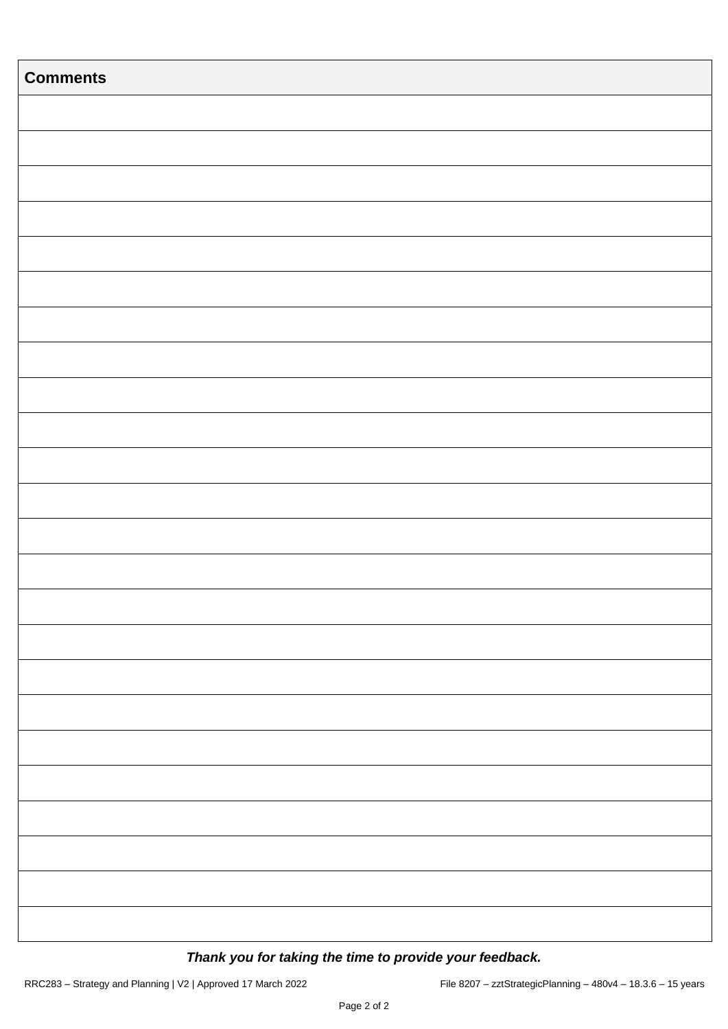| Comments |
| --- |
| |
| |
| |
| |
| |
| |
| |
| |
| |
| |
| |
| |
| |
| |
| |
| |
| |
| |
| |
| |
| |
| |
| |
| |

***Thank you for taking the time to provide your feedback.***

RRC283 – Strategy and Planning | V2 | Approved 17 March 2022

File 8207 – zztStrategicPlanning – 480v4 – 18.3.6 – 15 years